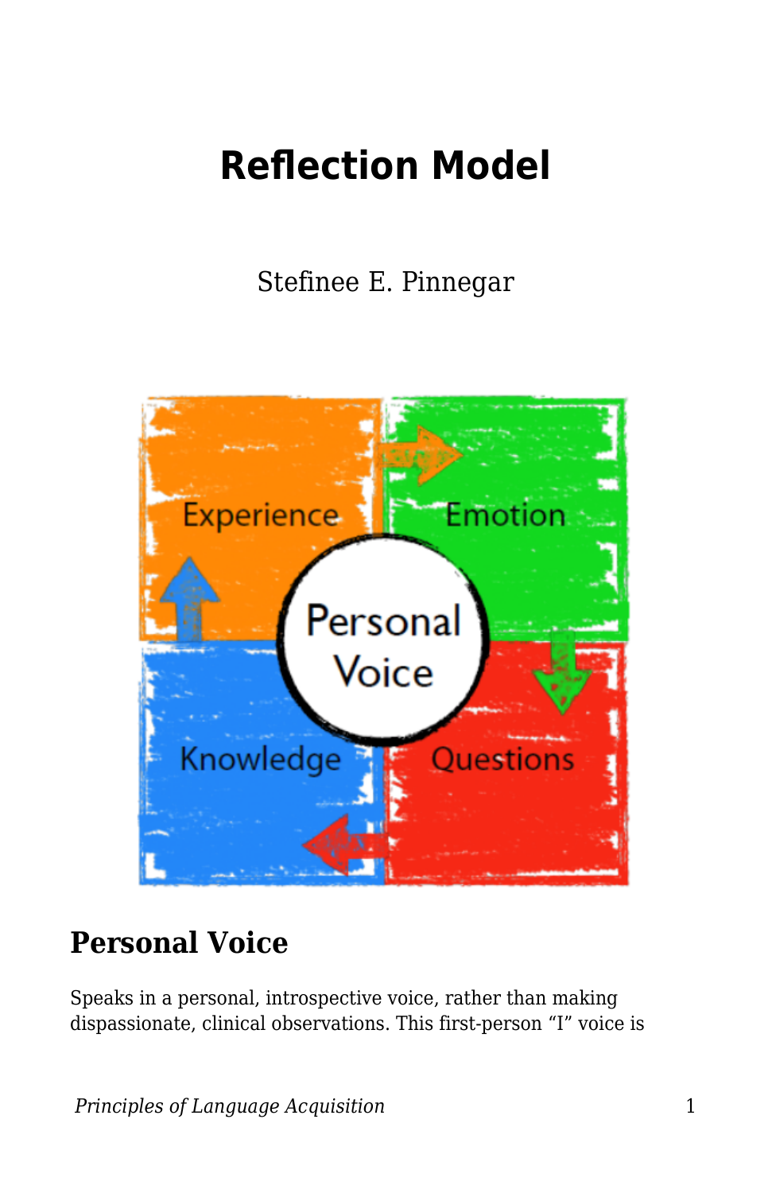# Reflection Model

Stefinee E. Pinnegar

## Personal Voice

Speaks in a personal, introspective voice, rather than making dispassionate, clinical observations. This first-person "I" voice is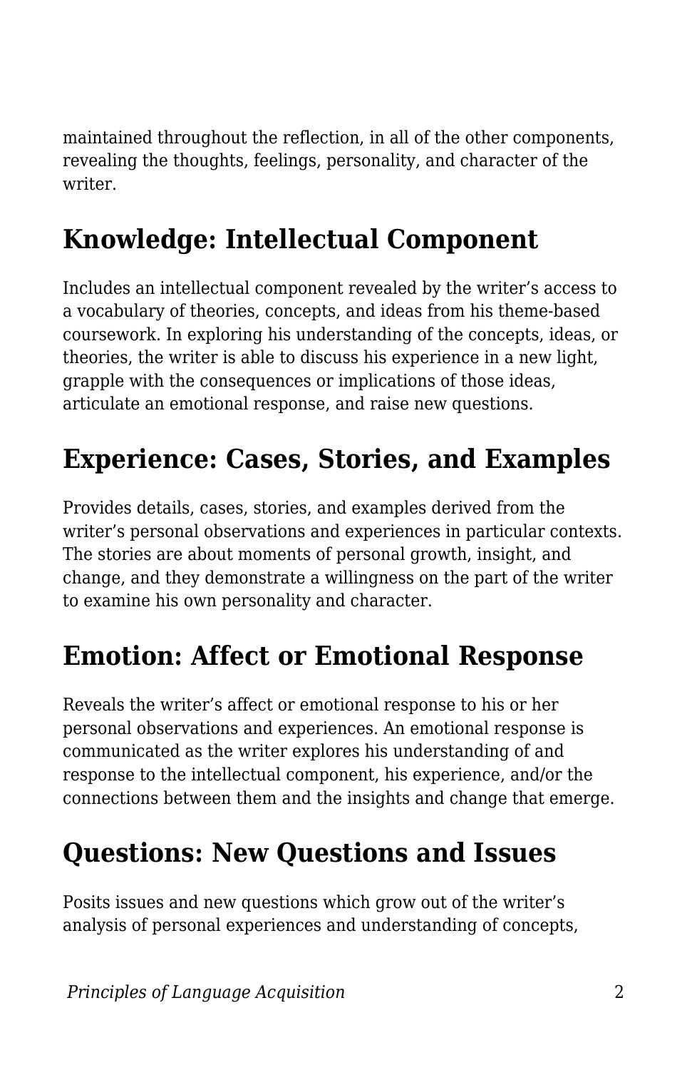maintained throughout the reflection, in all of the other components, revealing the thoughts, feelings, personality, and character of the writer.

## Knowledge: Intellectual Component

Includes an intellectual component revealed by the writer's access to a vocabulary of theories, concepts, and ideas from his theme-based coursework. In exploring his understanding of the concepts, ideas, or theories, the writer is able to discuss his experience in a new light, grapple with the consequences or implications of those ideas, articulate an emotional response, and raise new questions.

## Experience: Cases, Stories, and Examples

Provides details, cases, stories, and examples derived from the writer's personal observations and experiences in particular contexts. The stories are about moments of personal growth, insight, and change, and they demonstrate a willingness on the part of the writer to examine his own personality and character.

## Emotion: Affect or Emotional Response

Reveals the writer's affect or emotional response to his or her personal observations and experiences. An emotional response is communicated as the writer explores his understanding of and response to the intellectual component, his experience, and/or the connections between them and the insights and change that emerge.

## Questions: New Questions and Issues

Posits issues and new questions which grow out of the writer's analysis of personal experiences and understanding of concepts,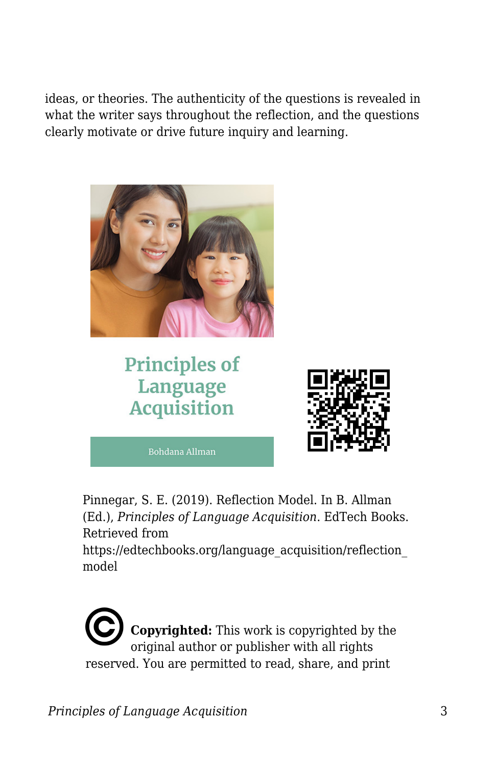ideas, or theories. The authenticity of the questions is revealed in what the writer says throughout the reflection, and the questions clearly motivate or drive future inquiry and learning.

Principles of Language Acquisition

Bohdana Allman

Pinnegar, S. E. (2019). Reflection Model. In B. Allman (Ed.), *Principles of Language Acquisition*. EdTech Books. Retrieved from https://edtechbooks.org/language_acquisition/reflection_model

**Copyrighted:** This work is copyrighted by the original author or publisher with all rights reserved. You are permitted to read, share, and print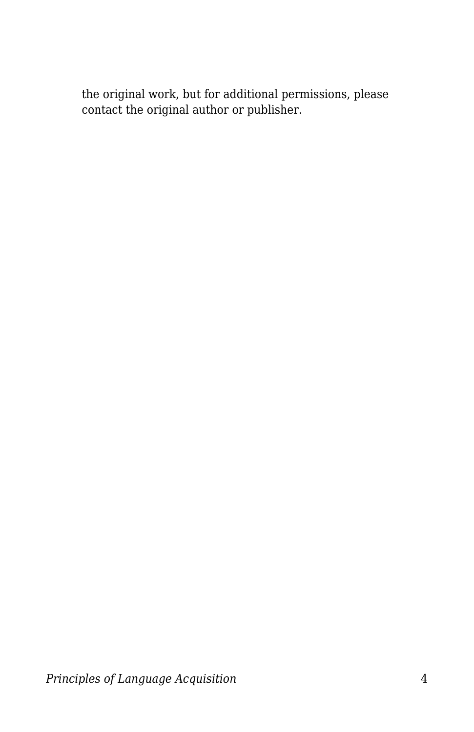the original work, but for additional permissions, please contact the original author or publisher.